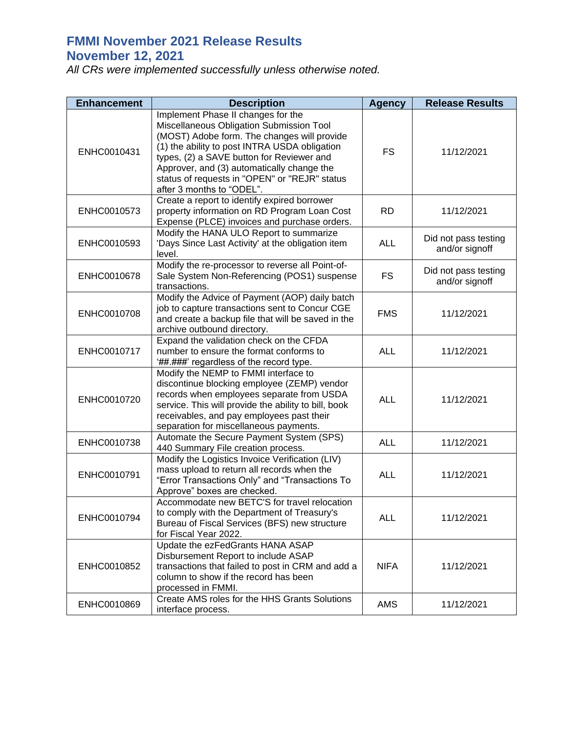# FMMI November 2021 Release Results
# November 12, 2021

*All CRs were implemented successfully unless otherwise noted.*

| Enhancement | Description | Agency | Release Results |
|---|---|---|---|
| ENHC0010431 | Implement Phase II changes for the Miscellaneous Obligation Submission Tool (MOST) Adobe form. The changes will provide (1) the ability to post INTRA USDA obligation types, (2) a SAVE button for Reviewer and Approver, and (3) automatically change the status of requests in "OPEN" or "REJR" status after 3 months to "ODEL". | FS | 11/12/2021 |
| ENHC0010573 | Create a report to identify expired borrower property information on RD Program Loan Cost Expense (PLCE) invoices and purchase orders. | RD | 11/12/2021 |
| ENHC0010593 | Modify the HANA ULO Report to summarize 'Days Since Last Activity' at the obligation item level. | ALL | Did not pass testing and/or signoff |
| ENHC0010678 | Modify the re-processor to reverse all Point-of-Sale System Non-Referencing (POS1) suspense transactions. | FS | Did not pass testing and/or signoff |
| ENHC0010708 | Modify the Advice of Payment (AOP) daily batch job to capture transactions sent to Concur CGE and create a backup file that will be saved in the archive outbound directory. | FMS | 11/12/2021 |
| ENHC0010717 | Expand the validation check on the CFDA number to ensure the format conforms to '##.###' regardless of the record type. | ALL | 11/12/2021 |
| ENHC0010720 | Modify the NEMP to FMMI interface to discontinue blocking employee (ZEMP) vendor records when employees separate from USDA service. This will provide the ability to bill, book receivables, and pay employees past their separation for miscellaneous payments. | ALL | 11/12/2021 |
| ENHC0010738 | Automate the Secure Payment System (SPS) 440 Summary File creation process. | ALL | 11/12/2021 |
| ENHC0010791 | Modify the Logistics Invoice Verification (LIV) mass upload to return all records when the "Error Transactions Only" and "Transactions To Approve" boxes are checked. | ALL | 11/12/2021 |
| ENHC0010794 | Accommodate new BETC'S for travel relocation to comply with the Department of Treasury's Bureau of Fiscal Services (BFS) new structure for Fiscal Year 2022. | ALL | 11/12/2021 |
| ENHC0010852 | Update the ezFedGrants HANA ASAP Disbursement Report to include ASAP transactions that failed to post in CRM and add a column to show if the record has been processed in FMMI. | NIFA | 11/12/2021 |
| ENHC0010869 | Create AMS roles for the HHS Grants Solutions interface process. | AMS | 11/12/2021 |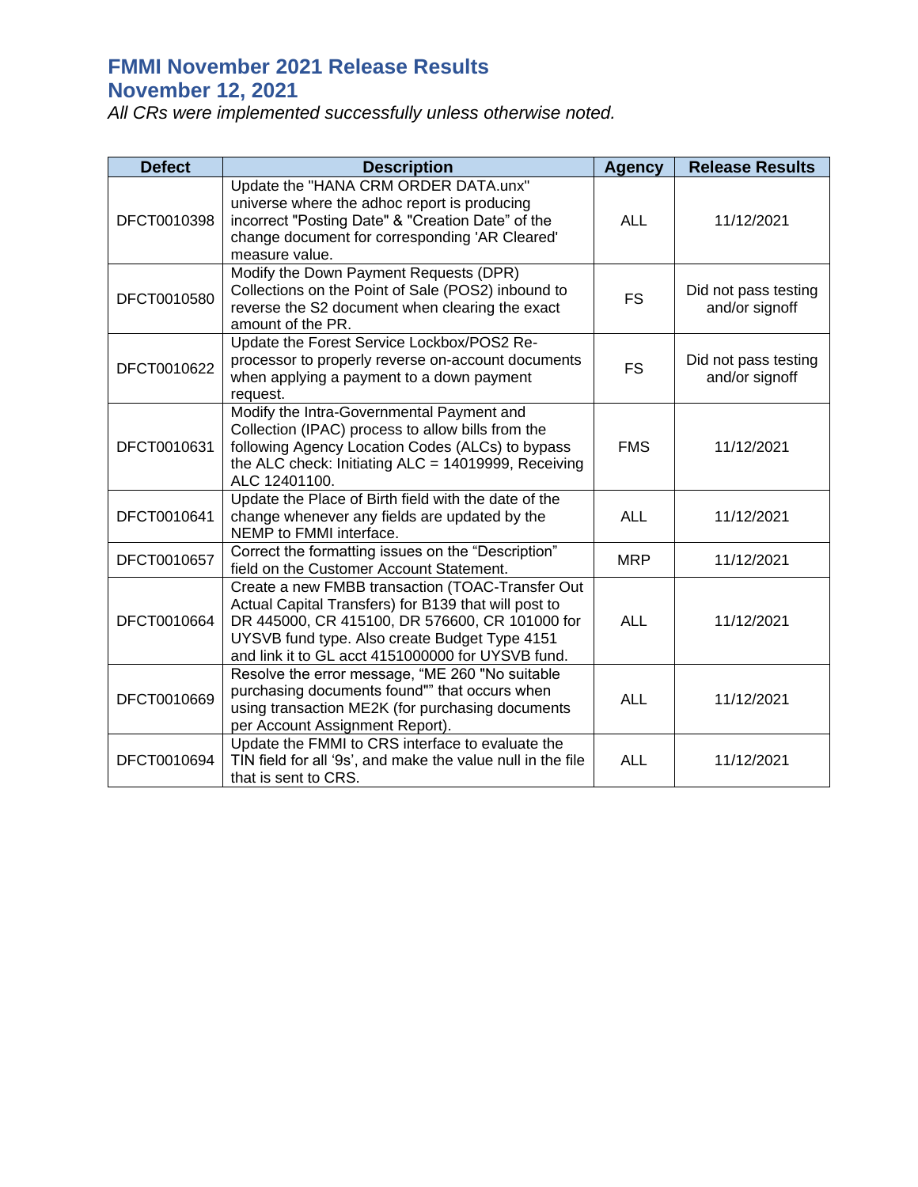# FMMI November 2021 Release Results
# November 12, 2021

*All CRs were implemented successfully unless otherwise noted.*

| Defect | Description | Agency | Release Results |
|---|---|---|---|
| DFCT0010398 | Update the "HANA CRM ORDER DATA.unx" universe where the adhoc report is producing incorrect "Posting Date" & "Creation Date" of the change document for corresponding 'AR Cleared' measure value. | ALL | 11/12/2021 |
| DFCT0010580 | Modify the Down Payment Requests (DPR) Collections on the Point of Sale (POS2) inbound to reverse the S2 document when clearing the exact amount of the PR. | FS | Did not pass testing and/or signoff |
| DFCT0010622 | Update the Forest Service Lockbox/POS2 Re-processor to properly reverse on-account documents when applying a payment to a down payment request. | FS | Did not pass testing and/or signoff |
| DFCT0010631 | Modify the Intra-Governmental Payment and Collection (IPAC) process to allow bills from the following Agency Location Codes (ALCs) to bypass the ALC check: Initiating ALC = 14019999, Receiving ALC 12401100. | FMS | 11/12/2021 |
| DFCT0010641 | Update the Place of Birth field with the date of the change whenever any fields are updated by the NEMP to FMMI interface. | ALL | 11/12/2021 |
| DFCT0010657 | Correct the formatting issues on the "Description" field on the Customer Account Statement. | MRP | 11/12/2021 |
| DFCT0010664 | Create a new FMBB transaction (TOAC-Transfer Out Actual Capital Transfers) for B139 that will post to DR 445000, CR 415100, DR 576600, CR 101000 for UYSVB fund type. Also create Budget Type 4151 and link it to GL acct 4151000000 for UYSVB fund. | ALL | 11/12/2021 |
| DFCT0010669 | Resolve the error message, "ME 260 "No suitable purchasing documents found"" that occurs when using transaction ME2K (for purchasing documents per Account Assignment Report). | ALL | 11/12/2021 |
| DFCT0010694 | Update the FMMI to CRS interface to evaluate the TIN field for all '9s', and make the value null in the file that is sent to CRS. | ALL | 11/12/2021 |